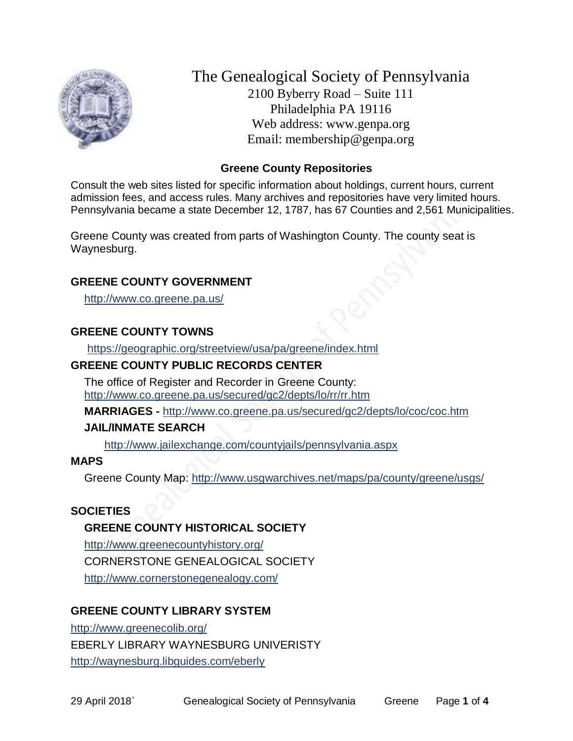# The Genealogical Society of Pennsylvania

2100 Byberry Road – Suite 111
Philadelphia PA 19116
Web address: www.genpa.org
Email: membership@genpa.org

## Greene County Repositories

Consult the web sites listed for specific information about holdings, current hours, current admission fees, and access rules. Many archives and repositories have very limited hours. Pennsylvania became a state December 12, 1787, has 67 Counties and 2,561 Municipalities.

Greene County was created from parts of Washington County. The county seat is Waynesburg.

### GREENE COUNTY GOVERNMENT

http://www.co.greene.pa.us/

### GREENE COUNTY TOWNS

https://geographic.org/streetview/usa/pa/greene/index.html

### GREENE COUNTY PUBLIC RECORDS CENTER

The office of Register and Recorder in Greene County:
http://www.co.greene.pa.us/secured/gc2/depts/lo/rr/rr.htm

**MARRIAGES -** http://www.co.greene.pa.us/secured/gc2/depts/lo/coc/coc.htm

**JAIL/INMATE SEARCH**

http://www.jailexchange.com/countyjails/pennsylvania.aspx

### MAPS

Greene County Map: http://www.usgwarchives.net/maps/pa/county/greene/usgs/

### SOCIETIES

**GREENE COUNTY HISTORICAL SOCIETY**

http://www.greenecountyhistory.org/

CORNERSTONE GENEALOGICAL SOCIETY

http://www.cornerstonegenealogy.com/

### GREENE COUNTY LIBRARY SYSTEM

http://www.greenecolib.org/

EBERLY LIBRARY WAYNESBURG UNIVERISTY

http://waynesburg.libguides.com/eberly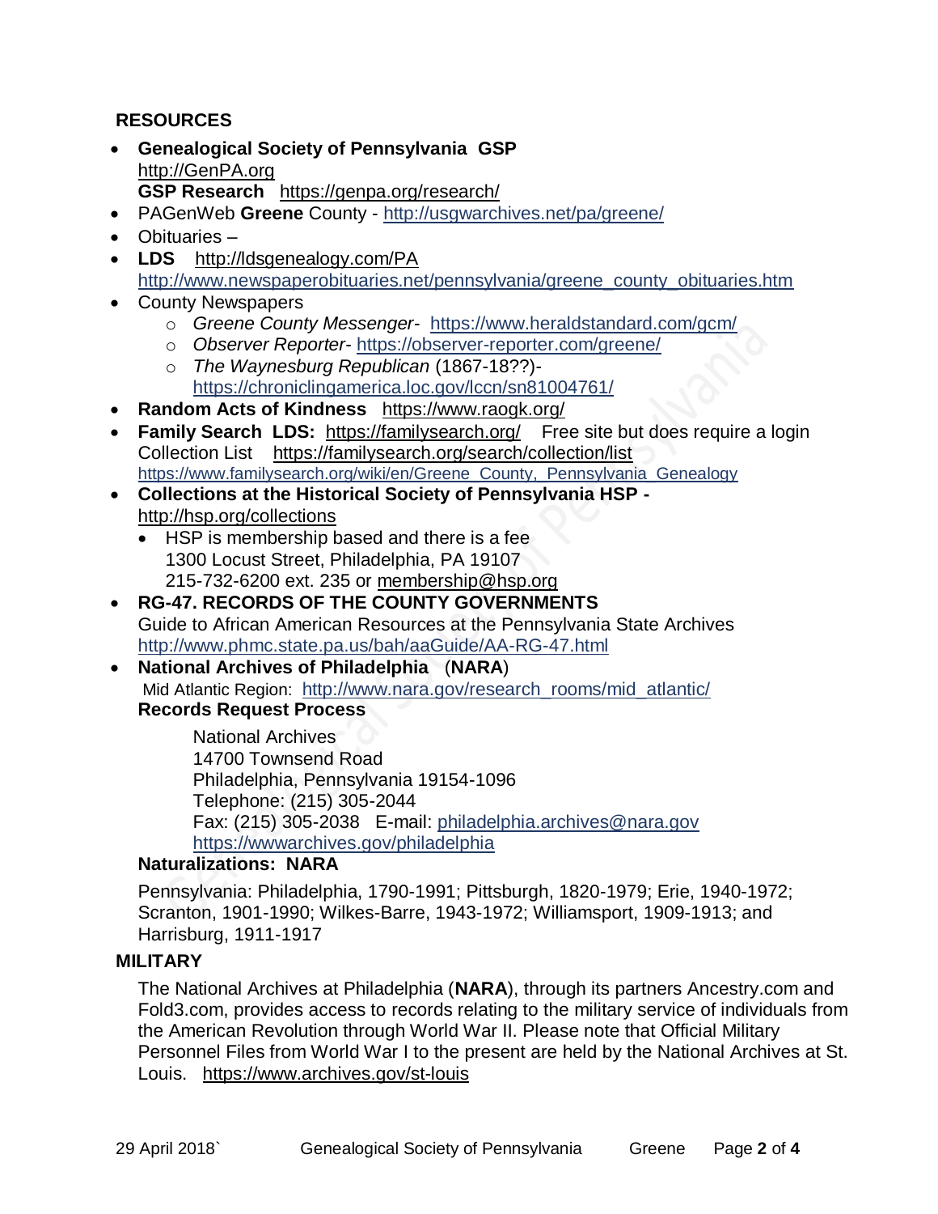## RESOURCES

- **Genealogical Society of Pennsylvania GSP** http://GenPA.org
  **GSP Research** https://genpa.org/research/
- PAGenWeb **Greene** County - http://usgwarchives.net/pa/greene/
- Obituaries –
- **LDS** http://ldsgenealogy.com/PA
  http://www.newspaperobituaries.net/pennsylvania/greene_county_obituaries.htm
- County Newspapers
  - *Greene County Messenger*- https://www.heraldstandard.com/gcm/
  - *Observer Reporter*- https://observer-reporter.com/greene/
  - *The Waynesburg Republican* (1867-18??)- https://chroniclingamerica.loc.gov/lccn/sn81004761/
- **Random Acts of Kindness** https://www.raogk.org/
- **Family Search LDS:** https://familysearch.org/ Free site but does require a login
  Collection List https://familysearch.org/search/collection/list
  https://www.familysearch.org/wiki/en/Greene_County,_Pennsylvania_Genealogy
- **Collections at the Historical Society of Pennsylvania HSP -** http://hsp.org/collections
  - HSP is membership based and there is a fee
    1300 Locust Street, Philadelphia, PA 19107
    215-732-6200 ext. 235 or membership@hsp.org
- **RG-47. RECORDS OF THE COUNTY GOVERNMENTS**
  Guide to African American Resources at the Pennsylvania State Archives
  http://www.phmc.state.pa.us/bah/aaGuide/AA-RG-47.html
- **National Archives of Philadelphia** (**NARA**)
  Mid Atlantic Region: http://www.nara.gov/research_rooms/mid_atlantic/
  **Records Request Process**

  National Archives
  14700 Townsend Road
  Philadelphia, Pennsylvania 19154-1096
  Telephone: (215) 305-2044
  Fax: (215) 305-2038 E-mail: philadelphia.archives@nara.gov
  https://wwwarchives.gov/philadelphia

  **Naturalizations: NARA**

  Pennsylvania: Philadelphia, 1790-1991; Pittsburgh, 1820-1979; Erie, 1940-1972; Scranton, 1901-1990; Wilkes-Barre, 1943-1972; Williamsport, 1909-1913; and Harrisburg, 1911-1917

## MILITARY

The National Archives at Philadelphia (**NARA**), through its partners Ancestry.com and Fold3.com, provides access to records relating to the military service of individuals from the American Revolution through World War II. Please note that Official Military Personnel Files from World War I to the present are held by the National Archives at St. Louis. https://www.archives.gov/st-louis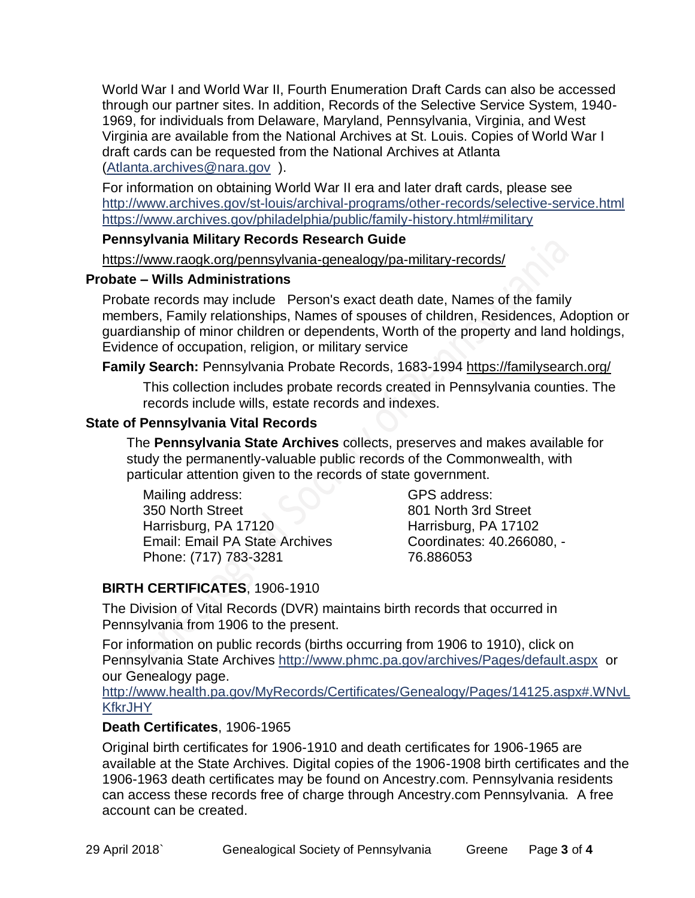World War I and World War II, Fourth Enumeration Draft Cards can also be accessed through our partner sites. In addition, Records of the Selective Service System, 1940-1969, for individuals from Delaware, Maryland, Pennsylvania, Virginia, and West Virginia are available from the National Archives at St. Louis. Copies of World War I draft cards can be requested from the National Archives at Atlanta (Atlanta.archives@nara.gov ).

For information on obtaining World War II era and later draft cards, please see
http://www.archives.gov/st-louis/archival-programs/other-records/selective-service.html
https://www.archives.gov/philadelphia/public/family-history.html#military

**Pennsylvania Military Records Research Guide**

https://www.raogk.org/pennsylvania-genealogy/pa-military-records/

### Probate – Wills Administrations

Probate records may include Person's exact death date, Names of the family members, Family relationships, Names of spouses of children, Residences, Adoption or guardianship of minor children or dependents, Worth of the property and land holdings, Evidence of occupation, religion, or military service

**Family Search:** Pennsylvania Probate Records, 1683-1994 https://familysearch.org/

This collection includes probate records created in Pennsylvania counties. The records include wills, estate records and indexes.

### State of Pennsylvania Vital Records

The **Pennsylvania State Archives** collects, preserves and makes available for study the permanently-valuable public records of the Commonwealth, with particular attention given to the records of state government.

Mailing address:
350 North Street
Harrisburg, PA 17120
Email: Email PA State Archives
Phone: (717) 783-3281

GPS address:
801 North 3rd Street
Harrisburg, PA 17102
Coordinates: 40.266080, -76.886053

**BIRTH CERTIFICATES**, 1906-1910

The Division of Vital Records (DVR) maintains birth records that occurred in Pennsylvania from 1906 to the present.

For information on public records (births occurring from 1906 to 1910), click on Pennsylvania State Archives http://www.phmc.pa.gov/archives/Pages/default.aspx or our Genealogy page.
http://www.health.pa.gov/MyRecords/Certificates/Genealogy/Pages/14125.aspx#.WNvLKfkrJHY

**Death Certificates**, 1906-1965

Original birth certificates for 1906-1910 and death certificates for 1906-1965 are available at the State Archives. Digital copies of the 1906-1908 birth certificates and the 1906-1963 death certificates may be found on Ancestry.com. Pennsylvania residents can access these records free of charge through Ancestry.com Pennsylvania. A free account can be created.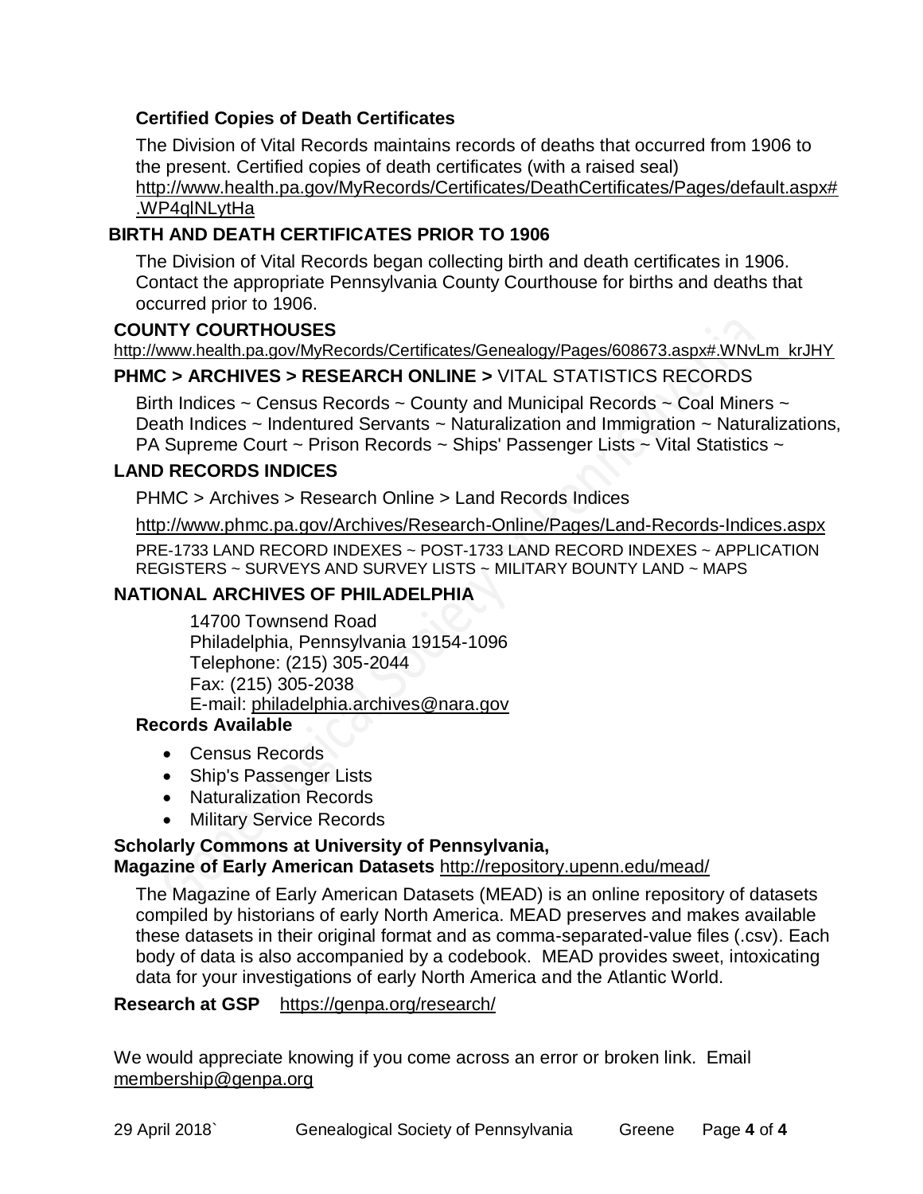### Certified Copies of Death Certificates

The Division of Vital Records maintains records of deaths that occurred from 1906 to the present. Certified copies of death certificates (with a raised seal) http://www.health.pa.gov/MyRecords/Certificates/DeathCertificates/Pages/default.aspx#.WP4qlNLytHa

## BIRTH AND DEATH CERTIFICATES PRIOR TO 1906

The Division of Vital Records began collecting birth and death certificates in 1906. Contact the appropriate Pennsylvania County Courthouse for births and deaths that occurred prior to 1906.

## COUNTY COURTHOUSES

http://www.health.pa.gov/MyRecords/Certificates/Genealogy/Pages/608673.aspx#.WNvLm_krJHY

## PHMC > ARCHIVES > RESEARCH ONLINE > VITAL STATISTICS RECORDS

Birth Indices ~ Census Records ~ County and Municipal Records ~ Coal Miners ~ Death Indices ~ Indentured Servants ~ Naturalization and Immigration ~ Naturalizations, PA Supreme Court ~ Prison Records ~ Ships' Passenger Lists ~ Vital Statistics ~

## LAND RECORDS INDICES

PHMC > Archives > Research Online > Land Records Indices

http://www.phmc.pa.gov/Archives/Research-Online/Pages/Land-Records-Indices.aspx

PRE-1733 LAND RECORD INDEXES ~ POST-1733 LAND RECORD INDEXES ~ APPLICATION REGISTERS ~ SURVEYS AND SURVEY LISTS ~ MILITARY BOUNTY LAND ~ MAPS

## NATIONAL ARCHIVES OF PHILADELPHIA

14700 Townsend Road
Philadelphia, Pennsylvania 19154-1096
Telephone: (215) 305-2044
Fax: (215) 305-2038
E-mail: philadelphia.archives@nara.gov

### Records Available

- Census Records
- Ship's Passenger Lists
- Naturalization Records
- Military Service Records

### Scholarly Commons at University of Pennsylvania, Magazine of Early American Datasets http://repository.upenn.edu/mead/

The Magazine of Early American Datasets (MEAD) is an online repository of datasets compiled by historians of early North America. MEAD preserves and makes available these datasets in their original format and as comma-separated-value files (.csv). Each body of data is also accompanied by a codebook. MEAD provides sweet, intoxicating data for your investigations of early North America and the Atlantic World.

**Research at GSP** https://genpa.org/research/

We would appreciate knowing if you come across an error or broken link. Email membership@genpa.org